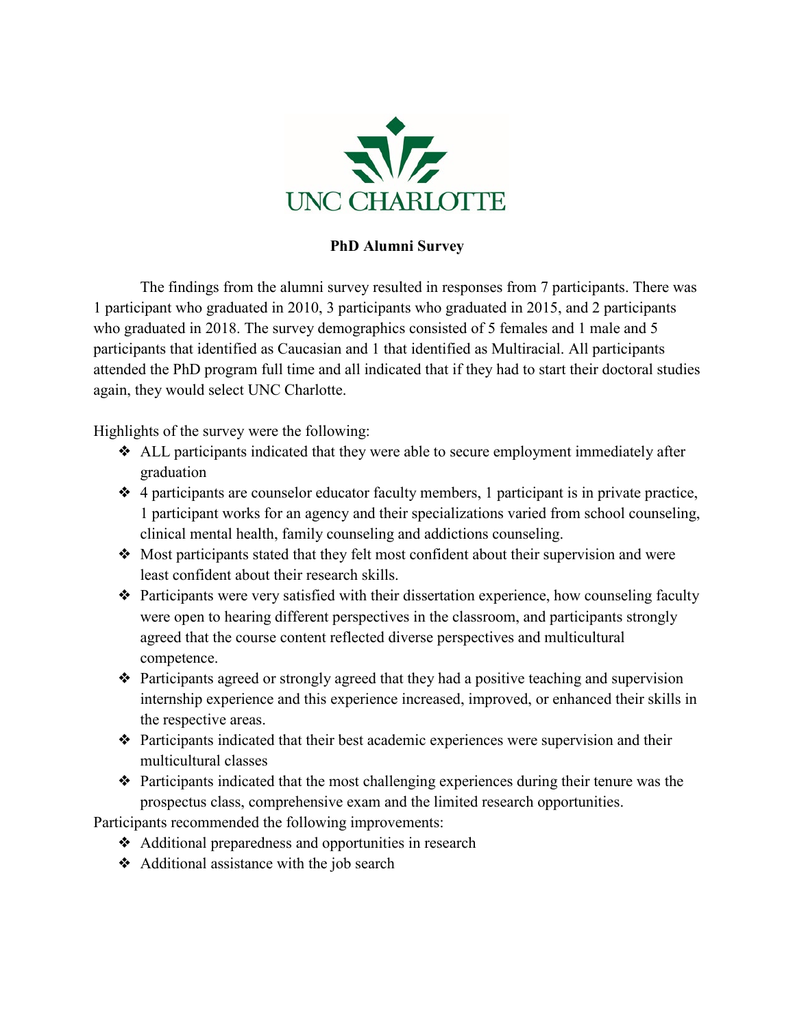UNC CHARLOTTE

**PhD Alumni Survey**

The findings from the alumni survey resulted in responses from 7 participants. There was 1 participant who graduated in 2010, 3 participants who graduated in 2015, and 2 participants who graduated in 2018. The survey demographics consisted of 5 females and 1 male and 5 participants that identified as Caucasian and 1 that identified as Multiracial. All participants attended the PhD program full time and all indicated that if they had to start their doctoral studies again, they would select UNC Charlotte.

Highlights of the survey were the following:

- ALL participants indicated that they were able to secure employment immediately after graduation
- 4 participants are counselor educator faculty members, 1 participant is in private practice, 1 participant works for an agency and their specializations varied from school counseling, clinical mental health, family counseling and addictions counseling.
- Most participants stated that they felt most confident about their supervision and were least confident about their research skills.
- Participants were very satisfied with their dissertation experience, how counseling faculty were open to hearing different perspectives in the classroom, and participants strongly agreed that the course content reflected diverse perspectives and multicultural competence.
- Participants agreed or strongly agreed that they had a positive teaching and supervision internship experience and this experience increased, improved, or enhanced their skills in the respective areas.
- Participants indicated that their best academic experiences were supervision and their multicultural classes
- Participants indicated that the most challenging experiences during their tenure was the prospectus class, comprehensive exam and the limited research opportunities.

Participants recommended the following improvements:

- Additional preparedness and opportunities in research
- Additional assistance with the job search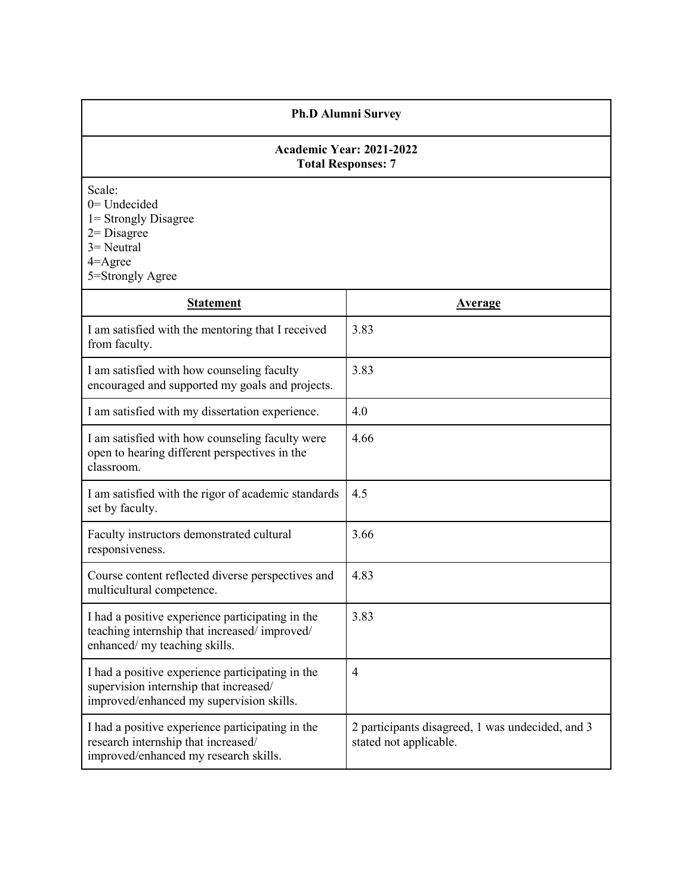**Ph.D Alumni Survey**

**Academic Year: 2021-2022**
**Total Responses: 7**

Scale:
0= Undecided
1= Strongly Disagree
2= Disagree
3= Neutral
4=Agree
5=Strongly Agree

| **Statement** | **Average** |
|---|---|
| I am satisfied with the mentoring that I received from faculty. | 3.83 |
| I am satisfied with how counseling faculty encouraged and supported my goals and projects. | 3.83 |
| I am satisfied with my dissertation experience. | 4.0 |
| I am satisfied with how counseling faculty were open to hearing different perspectives in the classroom. | 4.66 |
| I am satisfied with the rigor of academic standards set by faculty. | 4.5 |
| Faculty instructors demonstrated cultural responsiveness. | 3.66 |
| Course content reflected diverse perspectives and multicultural competence. | 4.83 |
| I had a positive experience participating in the teaching internship that increased/ improved/ enhanced/ my teaching skills. | 3.83 |
| I had a positive experience participating in the supervision internship that increased/ improved/enhanced my supervision skills. | 4 |
| I had a positive experience participating in the research internship that increased/ improved/enhanced my research skills. | 2 participants disagreed, 1 was undecided, and 3 stated not applicable. |